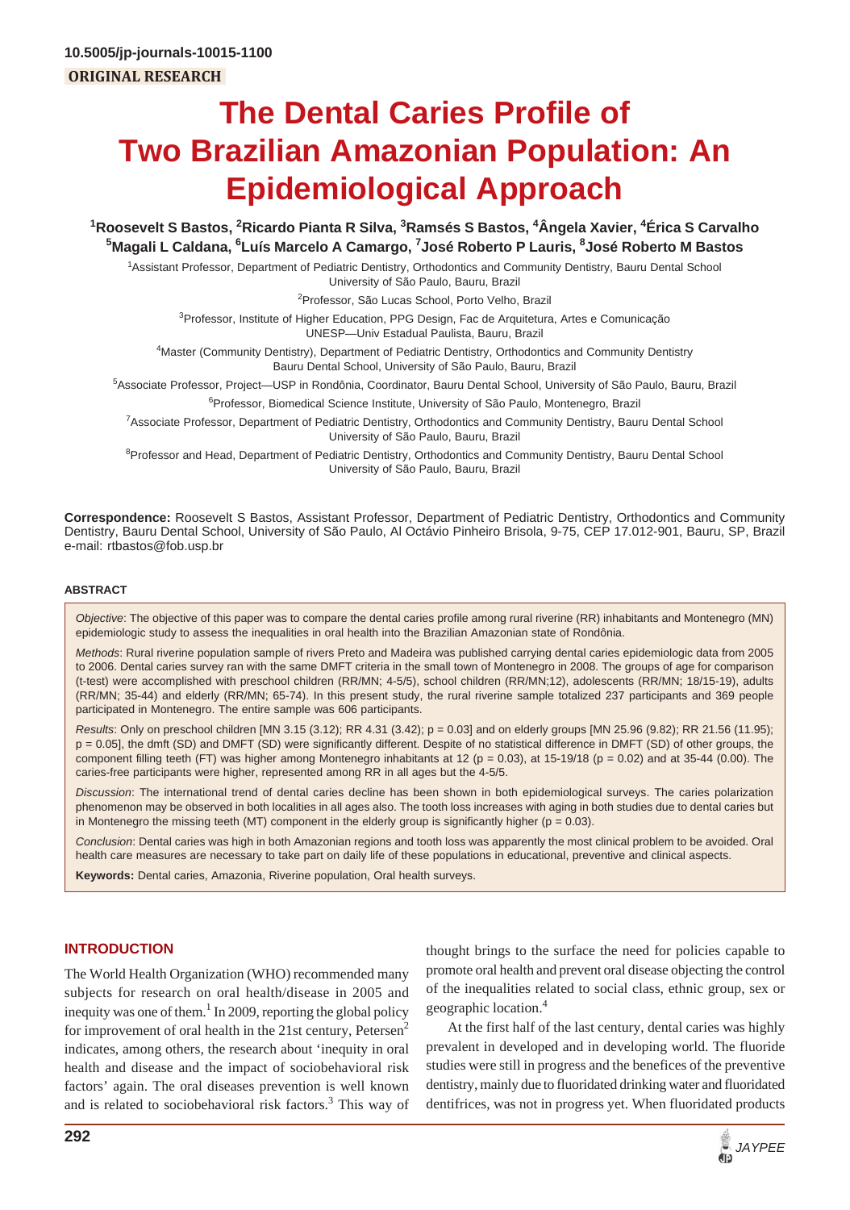10.5005/jp-journals-10015-1100

**ORIGINAL RESEARCH**

# The Dental Caries Profile of Two Brazilian Amazonian Population: An Epidemiological Approach

[1]Roosevelt S Bastos, [2]Ricardo Pianta R Silva, [3]Ramsés S Bastos, [4]Ângela Xavier, [4]Érica S Carvalho [5]Magali L Caldana, [6]Luís Marcelo A Camargo, [7]José Roberto P Lauris, [8]José Roberto M Bastos

[1]Assistant Professor, Department of Pediatric Dentistry, Orthodontics and Community Dentistry, Bauru Dental School University of São Paulo, Bauru, Brazil

[2]Professor, São Lucas School, Porto Velho, Brazil

[3]Professor, Institute of Higher Education, PPG Design, Fac de Arquitetura, Artes e Comunicação UNESP—Univ Estadual Paulista, Bauru, Brazil

[4]Master (Community Dentistry), Department of Pediatric Dentistry, Orthodontics and Community Dentistry Bauru Dental School, University of São Paulo, Bauru, Brazil

[5]Associate Professor, Project—USP in Rondônia, Coordinator, Bauru Dental School, University of São Paulo, Bauru, Brazil

[6]Professor, Biomedical Science Institute, University of São Paulo, Montenegro, Brazil

[7]Associate Professor, Department of Pediatric Dentistry, Orthodontics and Community Dentistry, Bauru Dental School University of São Paulo, Bauru, Brazil

[8]Professor and Head, Department of Pediatric Dentistry, Orthodontics and Community Dentistry, Bauru Dental School University of São Paulo, Bauru, Brazil

**Correspondence:** Roosevelt S Bastos, Assistant Professor, Department of Pediatric Dentistry, Orthodontics and Community Dentistry, Bauru Dental School, University of São Paulo, Al Octávio Pinheiro Brisola, 9-75, CEP 17.012-901, Bauru, SP, Brazil e-mail: rtbastos@fob.usp.br

## ABSTRACT

*Objective*: The objective of this paper was to compare the dental caries profile among rural riverine (RR) inhabitants and Montenegro (MN) epidemiologic study to assess the inequalities in oral health into the Brazilian Amazonian state of Rondônia.

*Methods*: Rural riverine population sample of rivers Preto and Madeira was published carrying dental caries epidemiologic data from 2005 to 2006. Dental caries survey ran with the same DMFT criteria in the small town of Montenegro in 2008. The groups of age for comparison (t-test) were accomplished with preschool children (RR/MN; 4-5/5), school children (RR/MN;12), adolescents (RR/MN; 18/15-19), adults (RR/MN; 35-44) and elderly (RR/MN; 65-74). In this present study, the rural riverine sample totalized 237 participants and 369 people participated in Montenegro. The entire sample was 606 participants.

*Results*: Only on preschool children [MN 3.15 (3.12); RR 4.31 (3.42); p = 0.03] and on elderly groups [MN 25.96 (9.82); RR 21.56 (11.95); p = 0.05], the dmft (SD) and DMFT (SD) were significantly different. Despite of no statistical difference in DMFT (SD) of other groups, the component filling teeth (FT) was higher among Montenegro inhabitants at 12 (p = 0.03), at 15-19/18 (p = 0.02) and at 35-44 (0.00). The caries-free participants were higher, represented among RR in all ages but the 4-5/5.

*Discussion*: The international trend of dental caries decline has been shown in both epidemiological surveys. The caries polarization phenomenon may be observed in both localities in all ages also. The tooth loss increases with aging in both studies due to dental caries but in Montenegro the missing teeth (MT) component in the elderly group is significantly higher (p = 0.03).

*Conclusion*: Dental caries was high in both Amazonian regions and tooth loss was apparently the most clinical problem to be avoided. Oral health care measures are necessary to take part on daily life of these populations in educational, preventive and clinical aspects.

**Keywords:** Dental caries, Amazonia, Riverine population, Oral health surveys.

## INTRODUCTION

The World Health Organization (WHO) recommended many subjects for research on oral health/disease in 2005 and inequity was one of them.[1] In 2009, reporting the global policy for improvement of oral health in the 21st century, Petersen[2] indicates, among others, the research about 'inequity in oral health and disease and the impact of sociobehavioral risk factors' again. The oral diseases prevention is well known and is related to sociobehavioral risk factors.[3] This way of thought brings to the surface the need for policies capable to promote oral health and prevent oral disease objecting the control of the inequalities related to social class, ethnic group, sex or geographic location.[4]

At the first half of the last century, dental caries was highly prevalent in developed and in developing world. The fluoride studies were still in progress and the benefices of the preventive dentistry, mainly due to fluoridated drinking water and fluoridated dentifrices, was not in progress yet. When fluoridated products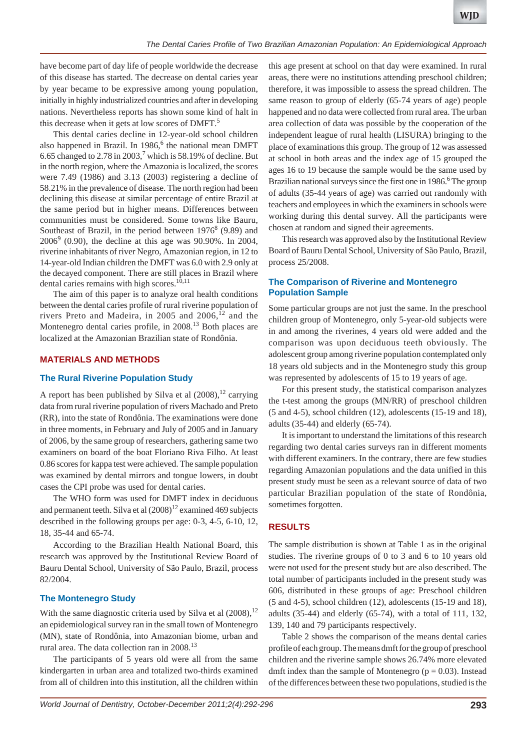have become part of day life of people worldwide the decrease of this disease has started. The decrease on dental caries year by year became to be expressive among young population, initially in highly industrialized countries and after in developing nations. Nevertheless reports has shown some kind of halt in this decrease when it gets at low scores of DMFT.[5]

This dental caries decline in 12-year-old school children also happened in Brazil. In 1986,[6] the national mean DMFT 6.65 changed to 2.78 in 2003,[7] which is 58.19% of decline. But in the north region, where the Amazonia is localized, the scores were 7.49 (1986) and 3.13 (2003) registering a decline of 58.21% in the prevalence of disease. The north region had been declining this disease at similar percentage of entire Brazil at the same period but in higher means. Differences between communities must be considered. Some towns like Bauru, Southeast of Brazil, in the period between 1976[8] (9.89) and 2006[9] (0.90), the decline at this age was 90.90%. In 2004, riverine inhabitants of river Negro, Amazonian region, in 12 to 14-year-old Indian children the DMFT was 6.0 with 2.9 only at the decayed component. There are still places in Brazil where dental caries remains with high scores.[10,11]

The aim of this paper is to analyze oral health conditions between the dental caries profile of rural riverine population of rivers Preto and Madeira, in 2005 and 2006,[12] and the Montenegro dental caries profile, in 2008.[13] Both places are localized at the Amazonian Brazilian state of Rondônia.

## MATERIALS AND METHODS

### The Rural Riverine Population Study

A report has been published by Silva et al (2008),[12] carrying data from rural riverine population of rivers Machado and Preto (RR), into the state of Rondônia. The examinations were done in three moments, in February and July of 2005 and in January of 2006, by the same group of researchers, gathering same two examiners on board of the boat Floriano Riva Filho. At least 0.86 scores for kappa test were achieved. The sample population was examined by dental mirrors and tongue lowers, in doubt cases the CPI probe was used for dental caries.

The WHO form was used for DMFT index in deciduous and permanent teeth. Silva et al (2008)[12] examined 469 subjects described in the following groups per age: 0-3, 4-5, 6-10, 12, 18, 35-44 and 65-74.

According to the Brazilian Health National Board, this research was approved by the Institutional Review Board of Bauru Dental School, University of São Paulo, Brazil, process 82/2004.

### The Montenegro Study

With the same diagnostic criteria used by Silva et al (2008),[12] an epidemiological survey ran in the small town of Montenegro (MN), state of Rondônia, into Amazonian biome, urban and rural area. The data collection ran in 2008.[13]

The participants of 5 years old were all from the same kindergarten in urban area and totalized two-thirds examined from all of children into this institution, all the children within this age present at school on that day were examined. In rural areas, there were no institutions attending preschool children; therefore, it was impossible to assess the spread children. The same reason to group of elderly (65-74 years of age) people happened and no data were collected from rural area. The urban area collection of data was possible by the cooperation of the independent league of rural health (LISURA) bringing to the place of examinations this group. The group of 12 was assessed at school in both areas and the index age of 15 grouped the ages 16 to 19 because the sample would be the same used by Brazilian national surveys since the first one in 1986.[6] The group of adults (35-44 years of age) was carried out randomly with teachers and employees in which the examiners in schools were working during this dental survey. All the participants were chosen at random and signed their agreements.

This research was approved also by the Institutional Review Board of Bauru Dental School, University of São Paulo, Brazil, process 25/2008.

### The Comparison of Riverine and Montenegro Population Sample

Some particular groups are not just the same. In the preschool children group of Montenegro, only 5-year-old subjects were in and among the riverines, 4 years old were added and the comparison was upon deciduous teeth obviously. The adolescent group among riverine population contemplated only 18 years old subjects and in the Montenegro study this group was represented by adolescents of 15 to 19 years of age.

For this present study, the statistical comparison analyzes the t-test among the groups (MN/RR) of preschool children (5 and 4-5), school children (12), adolescents (15-19 and 18), adults (35-44) and elderly (65-74).

It is important to understand the limitations of this research regarding two dental caries surveys ran in different moments with different examiners. In the contrary, there are few studies regarding Amazonian populations and the data unified in this present study must be seen as a relevant source of data of two particular Brazilian population of the state of Rondônia, sometimes forgotten.

## RESULTS

The sample distribution is shown at Table 1 as in the original studies. The riverine groups of 0 to 3 and 6 to 10 years old were not used for the present study but are also described. The total number of participants included in the present study was 606, distributed in these groups of age: Preschool children (5 and 4-5), school children (12), adolescents (15-19 and 18), adults (35-44) and elderly (65-74), with a total of 111, 132, 139, 140 and 79 participants respectively.

Table 2 shows the comparison of the means dental caries profile of each group. The means dmft for the group of preschool children and the riverine sample shows 26.74% more elevated dmft index than the sample of Montenegro ($p = 0.03$). Instead of the differences between these two populations, studied is the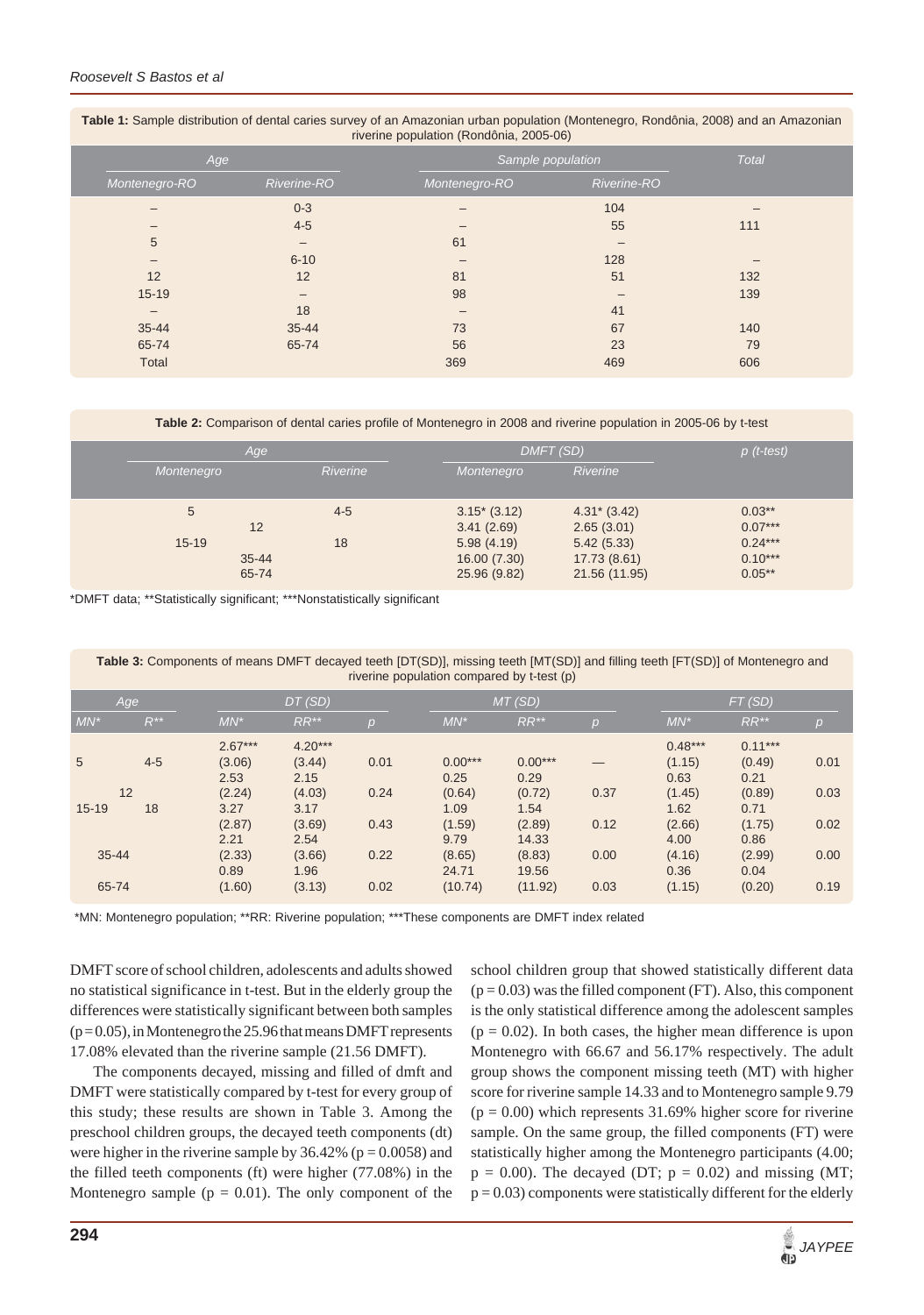**Table 1:** Sample distribution of dental caries survey of an Amazonian urban population (Montenegro, Rondônia, 2008) and an Amazonian riverine population (Rondônia, 2005-06)

| Age | | Sample population | | Total |
|---|---|---|---|---|
| Montenegro-RO | Riverine-RO | Montenegro-RO | Riverine-RO | |
| – | 0-3 | – | 104 | – |
| – | 4-5 | – | 55 | 111 |
| 5 | – | 61 | – | |
| – | 6-10 | – | 128 | – |
| 12 | 12 | 81 | 51 | 132 |
| 15-19 | – | 98 | – | 139 |
| – | 18 | – | 41 | |
| 35-44 | 35-44 | 73 | 67 | 140 |
| 65-74 | 65-74 | 56 | 23 | 79 |
| Total | | 369 | 469 | 606 |

**Table 2:** Comparison of dental caries profile of Montenegro in 2008 and riverine population in 2005-06 by t-test

| Age | | DMFT (SD) | | p (t-test) |
|---|---|---|---|---|
| Montenegro | Riverine | Montenegro | Riverine | |
| 5 | 4-5 | 3.15* (3.12) | 4.31* (3.42) | 0.03** |
| 12 | 12 | 3.41 (2.69) | 2.65 (3.01) | 0.07*** |
| 15-19 | 18 | 5.98 (4.19) | 5.42 (5.33) | 0.24*** |
| 35-44 | 35-44 | 16.00 (7.30) | 17.73 (8.61) | 0.10*** |
| 65-74 | 65-74 | 25.96 (9.82) | 21.56 (11.95) | 0.05** |

*DMFT data; **Statistically significant; ***Nonstatistically significant

**Table 3:** Components of means DMFT decayed teeth [DT(SD)], missing teeth [MT(SD)] and filling teeth [FT(SD)] of Montenegro and riverine population compared by t-test (p)

| Age | | DT (SD) | | | MT (SD) | | | FT (SD) | | |
|---|---|---|---|---|---|---|---|---|---|---|
| MN* | R** | MN* | RR** | p | MN* | RR** | p | MN* | RR** | p |
| 5 | 4-5 | 2.67*** (3.06) | 4.20*** (3.44) | 0.01 | 0.00*** | 0.00*** | — | 0.48*** (1.15) | 0.11*** (0.49) | 0.01 |
| 12 | 12 | 2.53 (2.24) | 2.15 (4.03) | 0.24 | 0.25 (0.64) | 0.29 (0.72) | 0.37 | 0.63 (1.45) | 0.21 (0.89) | 0.03 |
| 15-19 | 18 | 3.27 (2.87) | 3.17 (3.69) | 0.43 | 1.09 (1.59) | 1.54 (2.89) | 0.12 | 1.62 (2.66) | 0.71 (1.75) | 0.02 |
| 35-44 | 35-44 | 2.21 (2.33) | 2.54 (3.66) | 0.22 | 9.79 (8.65) | 14.33 (8.83) | 0.00 | 4.00 (4.16) | 0.86 (2.99) | 0.00 |
| 65-74 | 65-74 | 0.89 (1.60) | 1.96 (3.13) | 0.02 | 24.71 (10.74) | 19.56 (11.92) | 0.03 | 0.36 (1.15) | 0.04 (0.20) | 0.19 |

*MN: Montenegro population; **RR: Riverine population; ***These components are DMFT index related

DMFT score of school children, adolescents and adults showed no statistical significance in t-test. But in the elderly group the differences were statistically significant between both samples (p = 0.05), in Montenegro the 25.96 that means DMFT represents 17.08% elevated than the riverine sample (21.56 DMFT).

The components decayed, missing and filled of dmft and DMFT were statistically compared by t-test for every group of this study; these results are shown in Table 3. Among the preschool children groups, the decayed teeth components (dt) were higher in the riverine sample by 36.42% (p = 0.0058) and the filled teeth components (ft) were higher (77.08%) in the Montenegro sample (p = 0.01). The only component of the school children group that showed statistically different data (p = 0.03) was the filled component (FT). Also, this component is the only statistical difference among the adolescent samples (p = 0.02). In both cases, the higher mean difference is upon Montenegro with 66.67 and 56.17% respectively. The adult group shows the component missing teeth (MT) with higher score for riverine sample 14.33 and to Montenegro sample 9.79 (p = 0.00) which represents 31.69% higher score for riverine sample. On the same group, the filled components (FT) were statistically higher among the Montenegro participants (4.00; p = 0.00). The decayed (DT; p = 0.02) and missing (MT; p = 0.03) components were statistically different for the elderly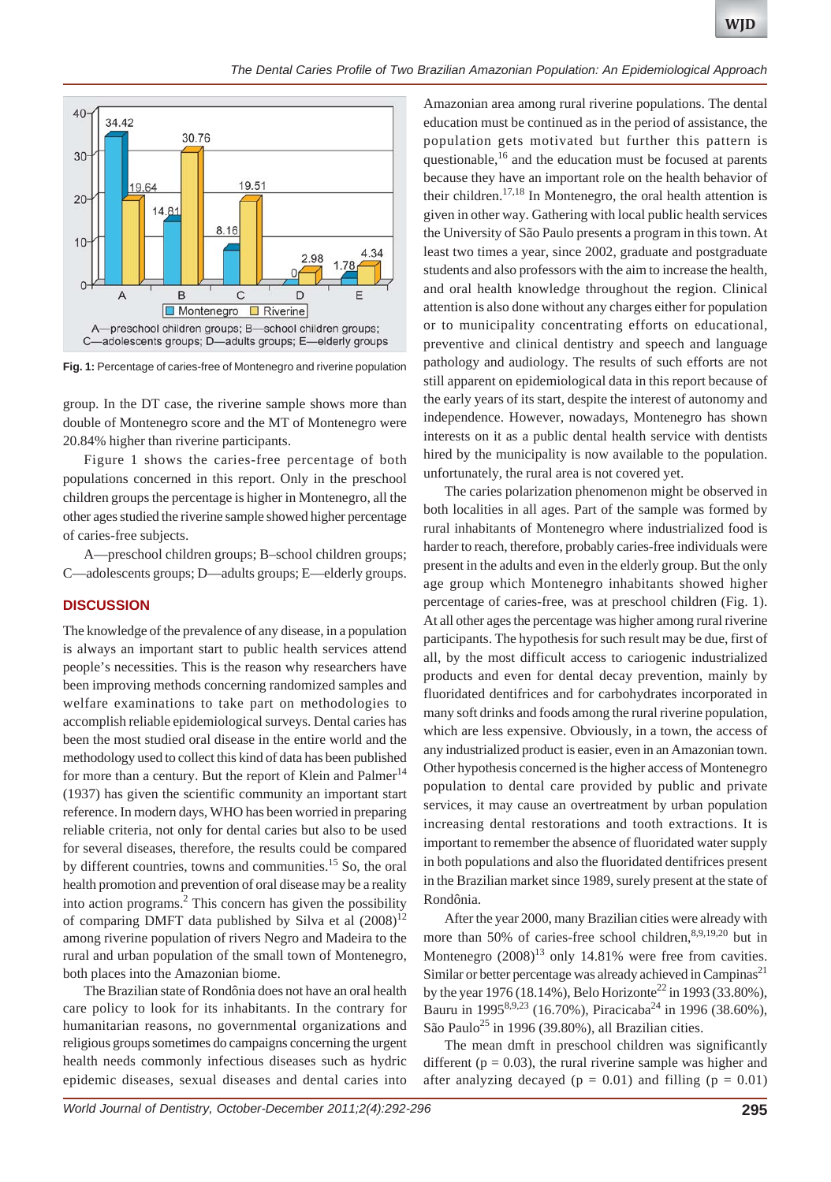A—preschool children groups; B—school children groups; C—adolescents groups; D—adults groups; E—elderly groups

**Fig. 1:** Percentage of caries-free of Montenegro and riverine population

group. In the DT case, the riverine sample shows more than double of Montenegro score and the MT of Montenegro were 20.84% higher than riverine participants.

Figure 1 shows the caries-free percentage of both populations concerned in this report. Only in the preschool children groups the percentage is higher in Montenegro, all the other ages studied the riverine sample showed higher percentage of caries-free subjects.

A—preschool children groups; B–school children groups; C—adolescents groups; D—adults groups; E—elderly groups.

## DISCUSSION

The knowledge of the prevalence of any disease, in a population is always an important start to public health services attend people's necessities. This is the reason why researchers have been improving methods concerning randomized samples and welfare examinations to take part on methodologies to accomplish reliable epidemiological surveys. Dental caries has been the most studied oral disease in the entire world and the methodology used to collect this kind of data has been published for more than a century. But the report of Klein and Palmer[14] (1937) has given the scientific community an important start reference. In modern days, WHO has been worried in preparing reliable criteria, not only for dental caries but also to be used for several diseases, therefore, the results could be compared by different countries, towns and communities.[15] So, the oral health promotion and prevention of oral disease may be a reality into action programs.[2] This concern has given the possibility of comparing DMFT data published by Silva et al (2008)[12] among riverine population of rivers Negro and Madeira to the rural and urban population of the small town of Montenegro, both places into the Amazonian biome.

The Brazilian state of Rondônia does not have an oral health care policy to look for its inhabitants. In the contrary for humanitarian reasons, no governmental organizations and religious groups sometimes do campaigns concerning the urgent health needs commonly infectious diseases such as hydric epidemic diseases, sexual diseases and dental caries into Amazonian area among rural riverine populations. The dental education must be continued as in the period of assistance, the population gets motivated but further this pattern is questionable,[16] and the education must be focused at parents because they have an important role on the health behavior of their children.[17,18] In Montenegro, the oral health attention is given in other way. Gathering with local public health services the University of São Paulo presents a program in this town. At least two times a year, since 2002, graduate and postgraduate students and also professors with the aim to increase the health, and oral health knowledge throughout the region. Clinical attention is also done without any charges either for population or to municipality concentrating efforts on educational, preventive and clinical dentistry and speech and language pathology and audiology. The results of such efforts are not still apparent on epidemiological data in this report because of the early years of its start, despite the interest of autonomy and independence. However, nowadays, Montenegro has shown interests on it as a public dental health service with dentists hired by the municipality is now available to the population. unfortunately, the rural area is not covered yet.

The caries polarization phenomenon might be observed in both localities in all ages. Part of the sample was formed by rural inhabitants of Montenegro where industrialized food is harder to reach, therefore, probably caries-free individuals were present in the adults and even in the elderly group. But the only age group which Montenegro inhabitants showed higher percentage of caries-free, was at preschool children (Fig. 1). At all other ages the percentage was higher among rural riverine participants. The hypothesis for such result may be due, first of all, by the most difficult access to cariogenic industrialized products and even for dental decay prevention, mainly by fluoridated dentifrices and for carbohydrates incorporated in many soft drinks and foods among the rural riverine population, which are less expensive. Obviously, in a town, the access of any industrialized product is easier, even in an Amazonian town. Other hypothesis concerned is the higher access of Montenegro population to dental care provided by public and private services, it may cause an overtreatment by urban population increasing dental restorations and tooth extractions. It is important to remember the absence of fluoridated water supply in both populations and also the fluoridated dentifrices present in the Brazilian market since 1989, surely present at the state of Rondônia.

After the year 2000, many Brazilian cities were already with more than 50% of caries-free school children,[8,9,19,20] but in Montenegro (2008)[13] only 14.81% were free from cavities. Similar or better percentage was already achieved in Campinas[21] by the year 1976 (18.14%), Belo Horizonte[22] in 1993 (33.80%), Bauru in 1995[8,9,23] (16.70%), Piracicaba[24] in 1996 (38.60%), São Paulo[25] in 1996 (39.80%), all Brazilian cities.

The mean dmft in preschool children was significantly different ($p = 0.03$), the rural riverine sample was higher and after analyzing decayed ($p = 0.01$) and filling ($p = 0.01$)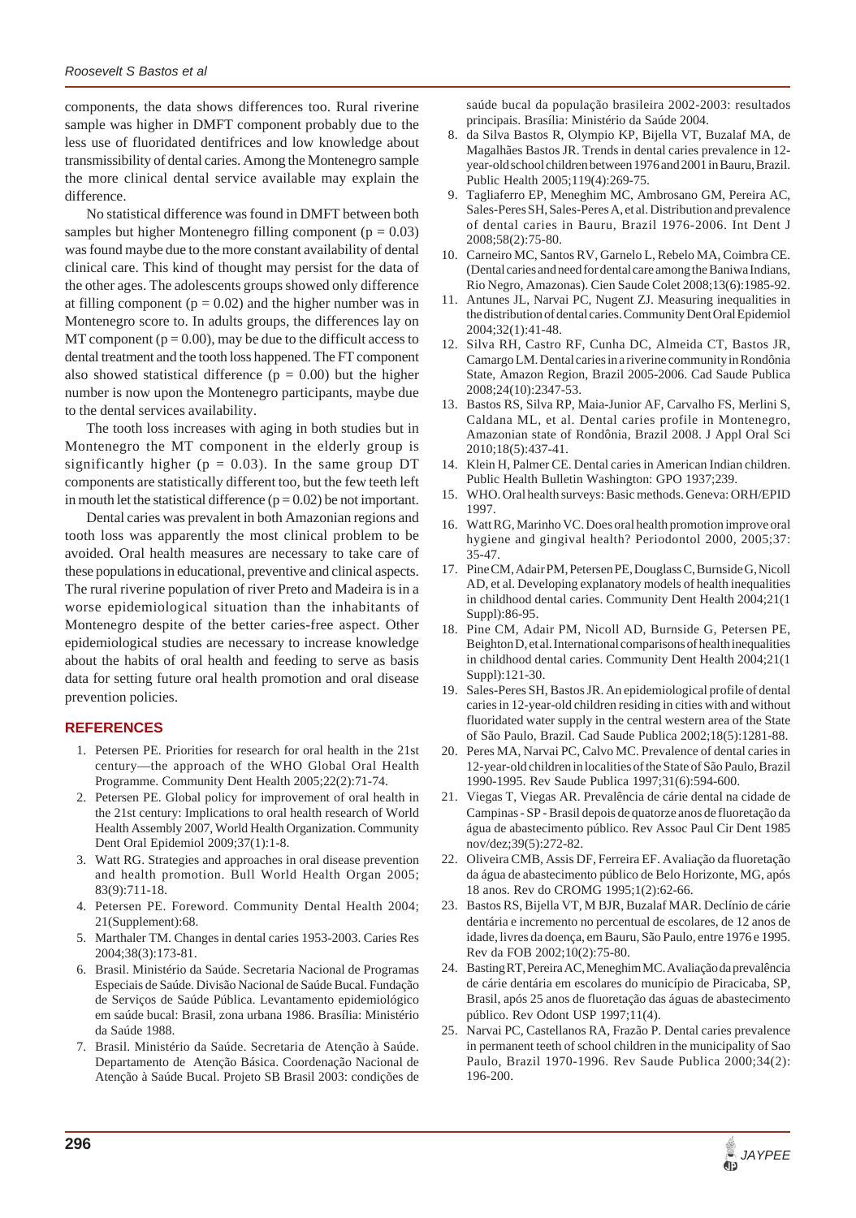components, the data shows differences too. Rural riverine sample was higher in DMFT component probably due to the less use of fluoridated dentifrices and low knowledge about transmissibility of dental caries. Among the Montenegro sample the more clinical dental service available may explain the difference.

No statistical difference was found in DMFT between both samples but higher Montenegro filling component ($p = 0.03$) was found maybe due to the more constant availability of dental clinical care. This kind of thought may persist for the data of the other ages. The adolescents groups showed only difference at filling component ($p = 0.02$) and the higher number was in Montenegro score to. In adults groups, the differences lay on MT component ($p = 0.00$), may be due to the difficult access to dental treatment and the tooth loss happened. The FT component also showed statistical difference ($p = 0.00$) but the higher number is now upon the Montenegro participants, maybe due to the dental services availability.

The tooth loss increases with aging in both studies but in Montenegro the MT component in the elderly group is significantly higher ($p = 0.03$). In the same group DT components are statistically different too, but the few teeth left in mouth let the statistical difference ($p = 0.02$) be not important.

Dental caries was prevalent in both Amazonian regions and tooth loss was apparently the most clinical problem to be avoided. Oral health measures are necessary to take care of these populations in educational, preventive and clinical aspects. The rural riverine population of river Preto and Madeira is in a worse epidemiological situation than the inhabitants of Montenegro despite of the better caries-free aspect. Other epidemiological studies are necessary to increase knowledge about the habits of oral health and feeding to serve as basis data for setting future oral health promotion and oral disease prevention policies.

## REFERENCES

1. Petersen PE. Priorities for research for oral health in the 21st century—the approach of the WHO Global Oral Health Programme. Community Dent Health 2005;22(2):71-74.
2. Petersen PE. Global policy for improvement of oral health in the 21st century: Implications to oral health research of World Health Assembly 2007, World Health Organization. Community Dent Oral Epidemiol 2009;37(1):1-8.
3. Watt RG. Strategies and approaches in oral disease prevention and health promotion. Bull World Health Organ 2005; 83(9):711-18.
4. Petersen PE. Foreword. Community Dental Health 2004; 21(Supplement):68.
5. Marthaler TM. Changes in dental caries 1953-2003. Caries Res 2004;38(3):173-81.
6. Brasil. Ministério da Saúde. Secretaria Nacional de Programas Especiais de Saúde. Divisão Nacional de Saúde Bucal. Fundação de Serviços de Saúde Pública. Levantamento epidemiológico em saúde bucal: Brasil, zona urbana 1986. Brasília: Ministério da Saúde 1988.
7. Brasil. Ministério da Saúde. Secretaria de Atenção à Saúde. Departamento de Atenção Básica. Coordenação Nacional de Atenção à Saúde Bucal. Projeto SB Brasil 2003: condições de saúde bucal da população brasileira 2002-2003: resultados principais. Brasília: Ministério da Saúde 2004.
8. da Silva Bastos R, Olympio KP, Bijella VT, Buzalaf MA, de Magalhães Bastos JR. Trends in dental caries prevalence in 12-year-old school children between 1976 and 2001 in Bauru, Brazil. Public Health 2005;119(4):269-75.
9. Tagliaferro EP, Meneghim MC, Ambrosano GM, Pereira AC, Sales-Peres SH, Sales-Peres A, et al. Distribution and prevalence of dental caries in Bauru, Brazil 1976-2006. Int Dent J 2008;58(2):75-80.
10. Carneiro MC, Santos RV, Garnelo L, Rebelo MA, Coimbra CE. (Dental caries and need for dental care among the Baniwa Indians, Rio Negro, Amazonas). Cien Saude Colet 2008;13(6):1985-92.
11. Antunes JL, Narvai PC, Nugent ZJ. Measuring inequalities in the distribution of dental caries. Community Dent Oral Epidemiol 2004;32(1):41-48.
12. Silva RH, Castro RF, Cunha DC, Almeida CT, Bastos JR, Camargo LM. Dental caries in a riverine community in Rondônia State, Amazon Region, Brazil 2005-2006. Cad Saude Publica 2008;24(10):2347-53.
13. Bastos RS, Silva RP, Maia-Junior AF, Carvalho FS, Merlini S, Caldana ML, et al. Dental caries profile in Montenegro, Amazonian state of Rondônia, Brazil 2008. J Appl Oral Sci 2010;18(5):437-41.
14. Klein H, Palmer CE. Dental caries in American Indian children. Public Health Bulletin Washington: GPO 1937;239.
15. WHO. Oral health surveys: Basic methods. Geneva: ORH/EPID 1997.
16. Watt RG, Marinho VC. Does oral health promotion improve oral hygiene and gingival health? Periodontol 2000, 2005;37: 35-47.
17. Pine CM, Adair PM, Petersen PE, Douglass C, Burnside G, Nicoll AD, et al. Developing explanatory models of health inequalities in childhood dental caries. Community Dent Health 2004;21(1 Suppl):86-95.
18. Pine CM, Adair PM, Nicoll AD, Burnside G, Petersen PE, Beighton D, et al. International comparisons of health inequalities in childhood dental caries. Community Dent Health 2004;21(1 Suppl):121-30.
19. Sales-Peres SH, Bastos JR. An epidemiological profile of dental caries in 12-year-old children residing in cities with and without fluoridated water supply in the central western area of the State of São Paulo, Brazil. Cad Saude Publica 2002;18(5):1281-88.
20. Peres MA, Narvai PC, Calvo MC. Prevalence of dental caries in 12-year-old children in localities of the State of São Paulo, Brazil 1990-1995. Rev Saude Publica 1997;31(6):594-600.
21. Viegas T, Viegas AR. Prevalência de cárie dental na cidade de Campinas - SP - Brasil depois de quatorze anos de fluoretação da água de abastecimento público. Rev Assoc Paul Cir Dent 1985 nov/dez;39(5):272-82.
22. Oliveira CMB, Assis DF, Ferreira EF. Avaliação da fluoretação da água de abastecimento público de Belo Horizonte, MG, após 18 anos. Rev do CROMG 1995;1(2):62-66.
23. Bastos RS, Bijella VT, M BJR, Buzalaf MAR. Declínio de cárie dentária e incremento no percentual de escolares, de 12 anos de idade, livres da doença, em Bauru, São Paulo, entre 1976 e 1995. Rev da FOB 2002;10(2):75-80.
24. Basting RT, Pereira AC, Meneghim MC. Avaliação da prevalência de cárie dentária em escolares do município de Piracicaba, SP, Brasil, após 25 anos de fluoretação das águas de abastecimento público. Rev Odont USP 1997;11(4).
25. Narvai PC, Castellanos RA, Frazão P. Dental caries prevalence in permanent teeth of school children in the municipality of Sao Paulo, Brazil 1970-1996. Rev Saude Publica 2000;34(2): 196-200.